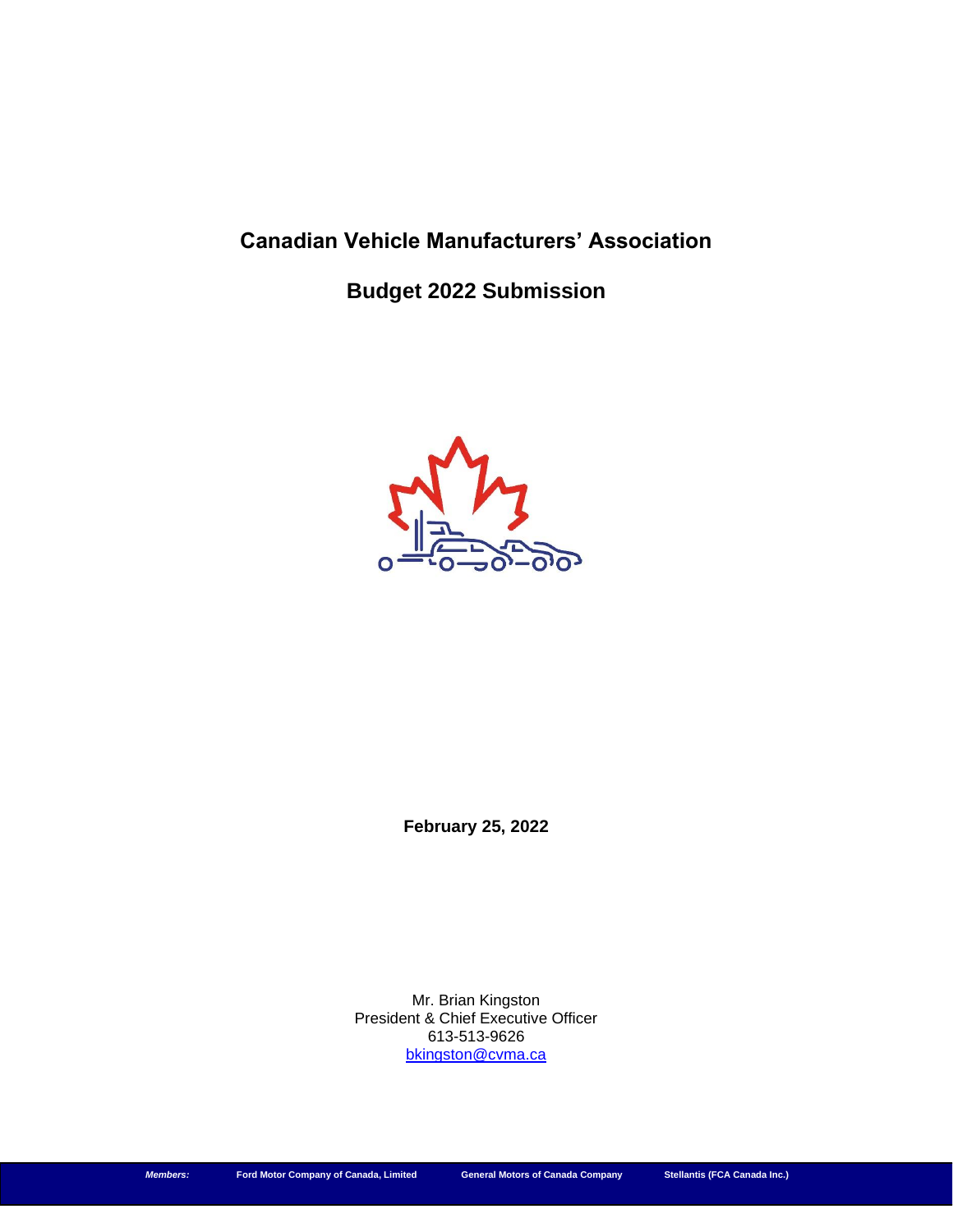# Canadian Vehicle Manufacturers' Association

## Budget 2022 Submission

**February 25, 2022**

Mr. Brian Kingston
President & Chief Executive Officer
613-513-9626
bkingston@cvma.ca

***Members:*** **Ford Motor Company of Canada, Limited** **General Motors of Canada Company** **Stellantis (FCA Canada Inc.)**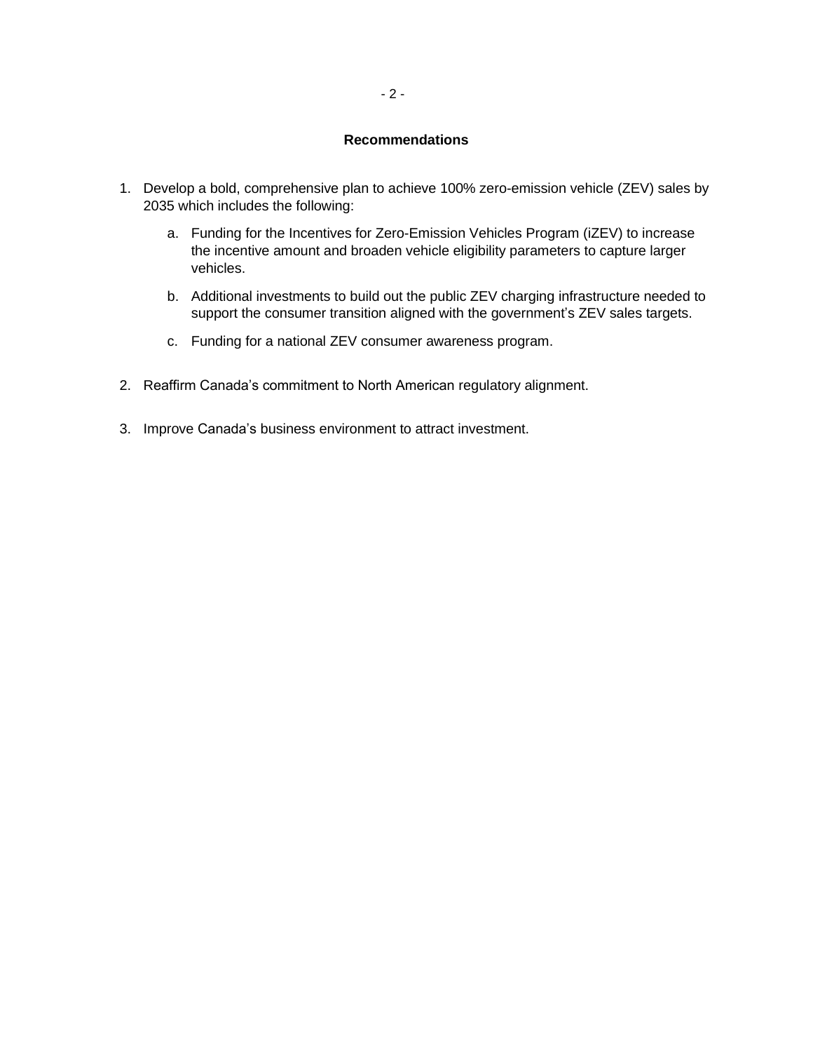## Recommendations

1. Develop a bold, comprehensive plan to achieve 100% zero-emission vehicle (ZEV) sales by 2035 which includes the following:

    a. Funding for the Incentives for Zero-Emission Vehicles Program (iZEV) to increase the incentive amount and broaden vehicle eligibility parameters to capture larger vehicles.

    b. Additional investments to build out the public ZEV charging infrastructure needed to support the consumer transition aligned with the government's ZEV sales targets.

    c. Funding for a national ZEV consumer awareness program.

2. Reaffirm Canada's commitment to North American regulatory alignment.

3. Improve Canada's business environment to attract investment.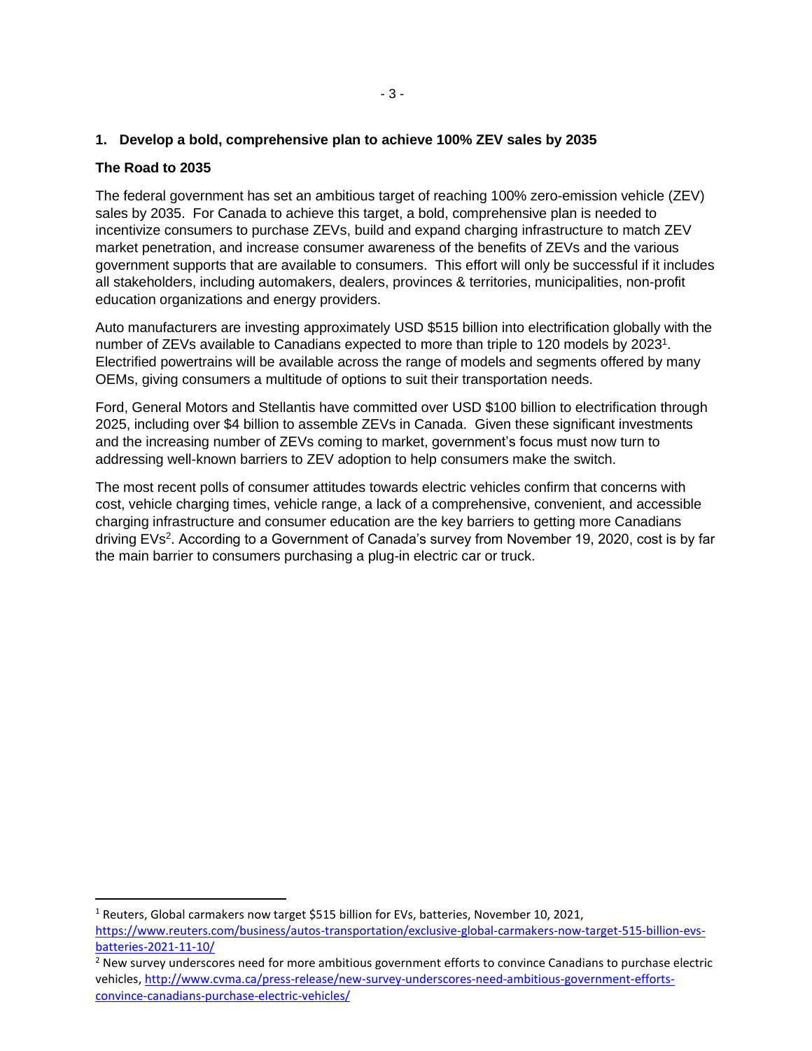## 1. Develop a bold, comprehensive plan to achieve 100% ZEV sales by 2035

### The Road to 2035

The federal government has set an ambitious target of reaching 100% zero-emission vehicle (ZEV) sales by 2035. For Canada to achieve this target, a bold, comprehensive plan is needed to incentivize consumers to purchase ZEVs, build and expand charging infrastructure to match ZEV market penetration, and increase consumer awareness of the benefits of ZEVs and the various government supports that are available to consumers. This effort will only be successful if it includes all stakeholders, including automakers, dealers, provinces & territories, municipalities, non-profit education organizations and energy providers.

Auto manufacturers are investing approximately USD $515 billion into electrification globally with the number of ZEVs available to Canadians expected to more than triple to 120 models by 2023[1]. Electrified powertrains will be available across the range of models and segments offered by many OEMs, giving consumers a multitude of options to suit their transportation needs.

Ford, General Motors and Stellantis have committed over USD $100 billion to electrification through 2025, including over $4 billion to assemble ZEVs in Canada. Given these significant investments and the increasing number of ZEVs coming to market, government's focus must now turn to addressing well-known barriers to ZEV adoption to help consumers make the switch.

The most recent polls of consumer attitudes towards electric vehicles confirm that concerns with cost, vehicle charging times, vehicle range, a lack of a comprehensive, convenient, and accessible charging infrastructure and consumer education are the key barriers to getting more Canadians driving EVs[2]. According to a Government of Canada's survey from November 19, 2020, cost is by far the main barrier to consumers purchasing a plug-in electric car or truck.

---

[1] Reuters, Global carmakers now target $515 billion for EVs, batteries, November 10, 2021, https://www.reuters.com/business/autos-transportation/exclusive-global-carmakers-now-target-515-billion-evs-batteries-2021-11-10/

[2] New survey underscores need for more ambitious government efforts to convince Canadians to purchase electric vehicles, http://www.cvma.ca/press-release/new-survey-underscores-need-ambitious-government-efforts-convince-canadians-purchase-electric-vehicles/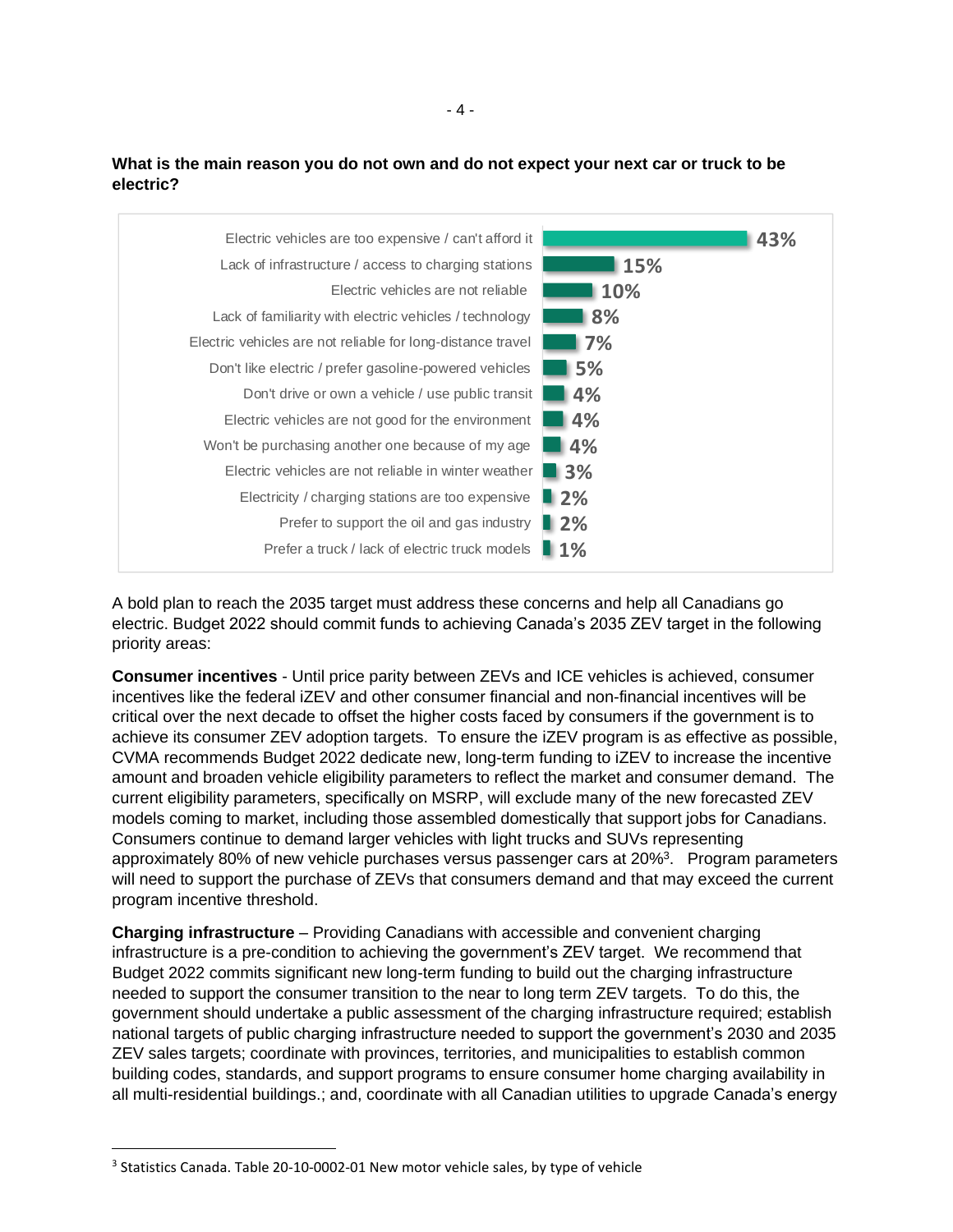**What is the main reason you do not own and do not expect your next car or truck to be electric?**

| Reason | % |
|---|---|
| Electric vehicles are too expensive / can't afford it | 43% |
| Lack of infrastructure / access to charging stations | 15% |
| Electric vehicles are not reliable | 10% |
| Lack of familiarity with electric vehicles / technology | 8% |
| Electric vehicles are not reliable for long-distance travel | 7% |
| Don't like electric / prefer gasoline-powered vehicles | 5% |
| Don't drive or own a vehicle / use public transit | 4% |
| Electric vehicles are not good for the environment | 4% |
| Won't be purchasing another one because of my age | 4% |
| Electric vehicles are not reliable in winter weather | 3% |
| Electricity / charging stations are too expensive | 2% |
| Prefer to support the oil and gas industry | 2% |
| Prefer a truck / lack of electric truck models | 1% |

A bold plan to reach the 2035 target must address these concerns and help all Canadians go electric. Budget 2022 should commit funds to achieving Canada's 2035 ZEV target in the following priority areas:

**Consumer incentives** - Until price parity between ZEVs and ICE vehicles is achieved, consumer incentives like the federal iZEV and other consumer financial and non-financial incentives will be critical over the next decade to offset the higher costs faced by consumers if the government is to achieve its consumer ZEV adoption targets. To ensure the iZEV program is as effective as possible, CVMA recommends Budget 2022 dedicate new, long-term funding to iZEV to increase the incentive amount and broaden vehicle eligibility parameters to reflect the market and consumer demand. The current eligibility parameters, specifically on MSRP, will exclude many of the new forecasted ZEV models coming to market, including those assembled domestically that support jobs for Canadians. Consumers continue to demand larger vehicles with light trucks and SUVs representing approximately 80% of new vehicle purchases versus passenger cars at 20%[3]. Program parameters will need to support the purchase of ZEVs that consumers demand and that may exceed the current program incentive threshold.

**Charging infrastructure** – Providing Canadians with accessible and convenient charging infrastructure is a pre-condition to achieving the government's ZEV target. We recommend that Budget 2022 commits significant new long-term funding to build out the charging infrastructure needed to support the consumer transition to the near to long term ZEV targets. To do this, the government should undertake a public assessment of the charging infrastructure required; establish national targets of public charging infrastructure needed to support the government's 2030 and 2035 ZEV sales targets; coordinate with provinces, territories, and municipalities to establish common building codes, standards, and support programs to ensure consumer home charging availability in all multi-residential buildings.; and, coordinate with all Canadian utilities to upgrade Canada's energy

[3] Statistics Canada. Table 20-10-0002-01 New motor vehicle sales, by type of vehicle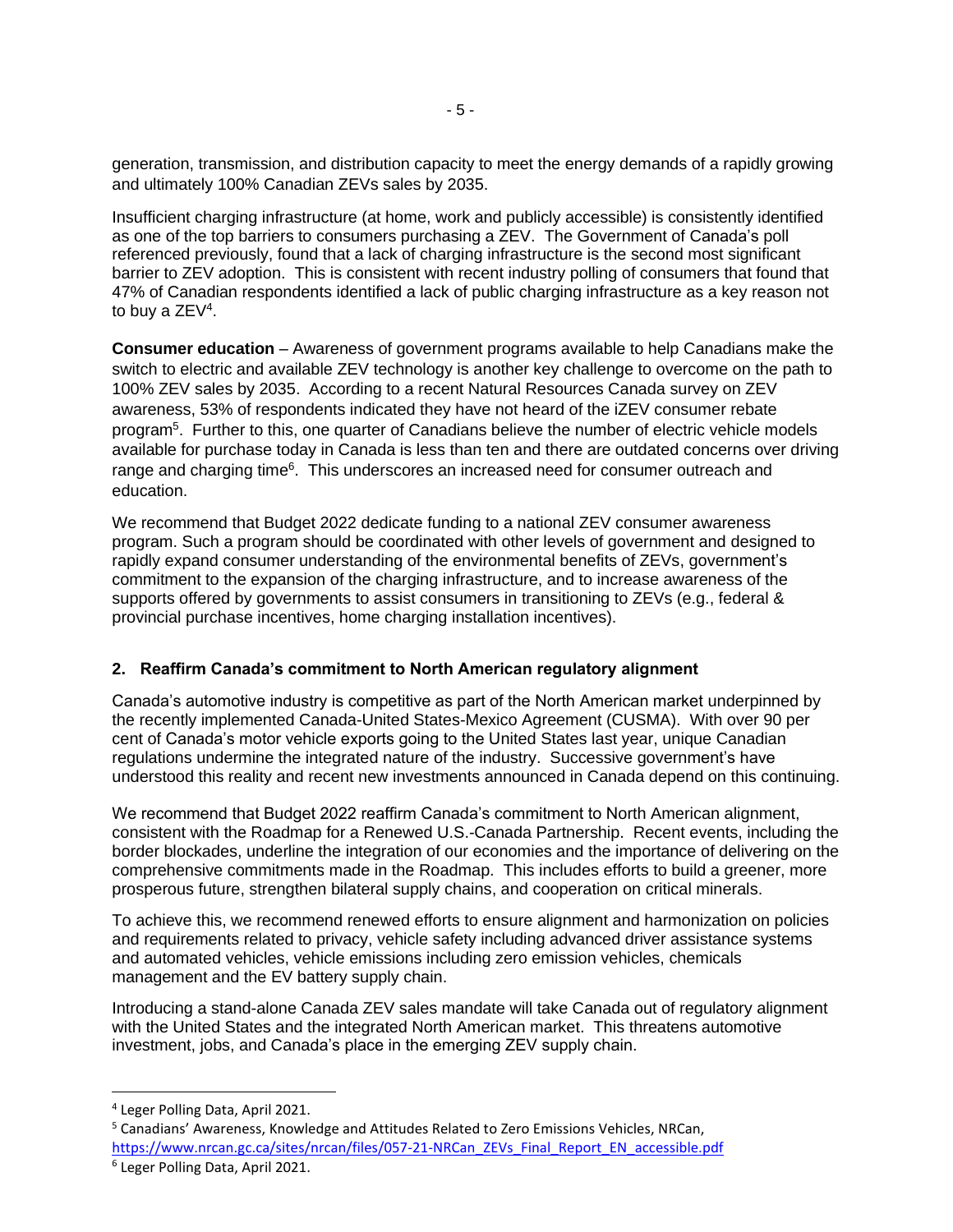generation, transmission, and distribution capacity to meet the energy demands of a rapidly growing and ultimately 100% Canadian ZEVs sales by 2035.

Insufficient charging infrastructure (at home, work and publicly accessible) is consistently identified as one of the top barriers to consumers purchasing a ZEV. The Government of Canada's poll referenced previously, found that a lack of charging infrastructure is the second most significant barrier to ZEV adoption. This is consistent with recent industry polling of consumers that found that 47% of Canadian respondents identified a lack of public charging infrastructure as a key reason not to buy a ZEV[4].

**Consumer education** – Awareness of government programs available to help Canadians make the switch to electric and available ZEV technology is another key challenge to overcome on the path to 100% ZEV sales by 2035. According to a recent Natural Resources Canada survey on ZEV awareness, 53% of respondents indicated they have not heard of the iZEV consumer rebate program[5]. Further to this, one quarter of Canadians believe the number of electric vehicle models available for purchase today in Canada is less than ten and there are outdated concerns over driving range and charging time[6]. This underscores an increased need for consumer outreach and education.

We recommend that Budget 2022 dedicate funding to a national ZEV consumer awareness program. Such a program should be coordinated with other levels of government and designed to rapidly expand consumer understanding of the environmental benefits of ZEVs, government's commitment to the expansion of the charging infrastructure, and to increase awareness of the supports offered by governments to assist consumers in transitioning to ZEVs (e.g., federal & provincial purchase incentives, home charging installation incentives).

## 2. Reaffirm Canada's commitment to North American regulatory alignment

Canada's automotive industry is competitive as part of the North American market underpinned by the recently implemented Canada-United States-Mexico Agreement (CUSMA). With over 90 per cent of Canada's motor vehicle exports going to the United States last year, unique Canadian regulations undermine the integrated nature of the industry. Successive government's have understood this reality and recent new investments announced in Canada depend on this continuing.

We recommend that Budget 2022 reaffirm Canada's commitment to North American alignment, consistent with the Roadmap for a Renewed U.S.-Canada Partnership. Recent events, including the border blockades, underline the integration of our economies and the importance of delivering on the comprehensive commitments made in the Roadmap. This includes efforts to build a greener, more prosperous future, strengthen bilateral supply chains, and cooperation on critical minerals.

To achieve this, we recommend renewed efforts to ensure alignment and harmonization on policies and requirements related to privacy, vehicle safety including advanced driver assistance systems and automated vehicles, vehicle emissions including zero emission vehicles, chemicals management and the EV battery supply chain.

Introducing a stand-alone Canada ZEV sales mandate will take Canada out of regulatory alignment with the United States and the integrated North American market. This threatens automotive investment, jobs, and Canada's place in the emerging ZEV supply chain.

---

[4] Leger Polling Data, April 2021.

[5] Canadians' Awareness, Knowledge and Attitudes Related to Zero Emissions Vehicles, NRCan, https://www.nrcan.gc.ca/sites/nrcan/files/057-21-NRCan_ZEVs_Final_Report_EN_accessible.pdf

[6] Leger Polling Data, April 2021.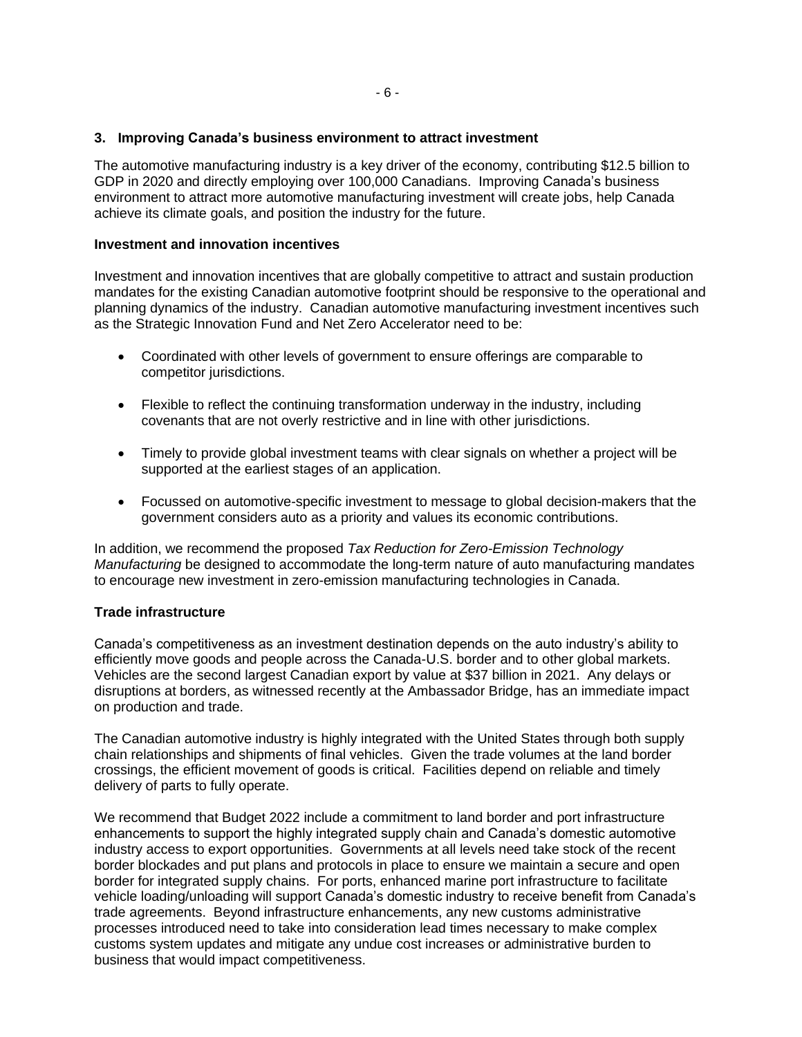## 3. Improving Canada's business environment to attract investment

The automotive manufacturing industry is a key driver of the economy, contributing $12.5 billion to GDP in 2020 and directly employing over 100,000 Canadians. Improving Canada's business environment to attract more automotive manufacturing investment will create jobs, help Canada achieve its climate goals, and position the industry for the future.

### Investment and innovation incentives

Investment and innovation incentives that are globally competitive to attract and sustain production mandates for the existing Canadian automotive footprint should be responsive to the operational and planning dynamics of the industry. Canadian automotive manufacturing investment incentives such as the Strategic Innovation Fund and Net Zero Accelerator need to be:

- Coordinated with other levels of government to ensure offerings are comparable to competitor jurisdictions.
- Flexible to reflect the continuing transformation underway in the industry, including covenants that are not overly restrictive and in line with other jurisdictions.
- Timely to provide global investment teams with clear signals on whether a project will be supported at the earliest stages of an application.
- Focussed on automotive-specific investment to message to global decision-makers that the government considers auto as a priority and values its economic contributions.

In addition, we recommend the proposed *Tax Reduction for Zero-Emission Technology Manufacturing* be designed to accommodate the long-term nature of auto manufacturing mandates to encourage new investment in zero-emission manufacturing technologies in Canada.

### Trade infrastructure

Canada's competitiveness as an investment destination depends on the auto industry's ability to efficiently move goods and people across the Canada-U.S. border and to other global markets. Vehicles are the second largest Canadian export by value at $37 billion in 2021. Any delays or disruptions at borders, as witnessed recently at the Ambassador Bridge, has an immediate impact on production and trade.

The Canadian automotive industry is highly integrated with the United States through both supply chain relationships and shipments of final vehicles. Given the trade volumes at the land border crossings, the efficient movement of goods is critical. Facilities depend on reliable and timely delivery of parts to fully operate.

We recommend that Budget 2022 include a commitment to land border and port infrastructure enhancements to support the highly integrated supply chain and Canada's domestic automotive industry access to export opportunities. Governments at all levels need take stock of the recent border blockades and put plans and protocols in place to ensure we maintain a secure and open border for integrated supply chains. For ports, enhanced marine port infrastructure to facilitate vehicle loading/unloading will support Canada's domestic industry to receive benefit from Canada's trade agreements. Beyond infrastructure enhancements, any new customs administrative processes introduced need to take into consideration lead times necessary to make complex customs system updates and mitigate any undue cost increases or administrative burden to business that would impact competitiveness.